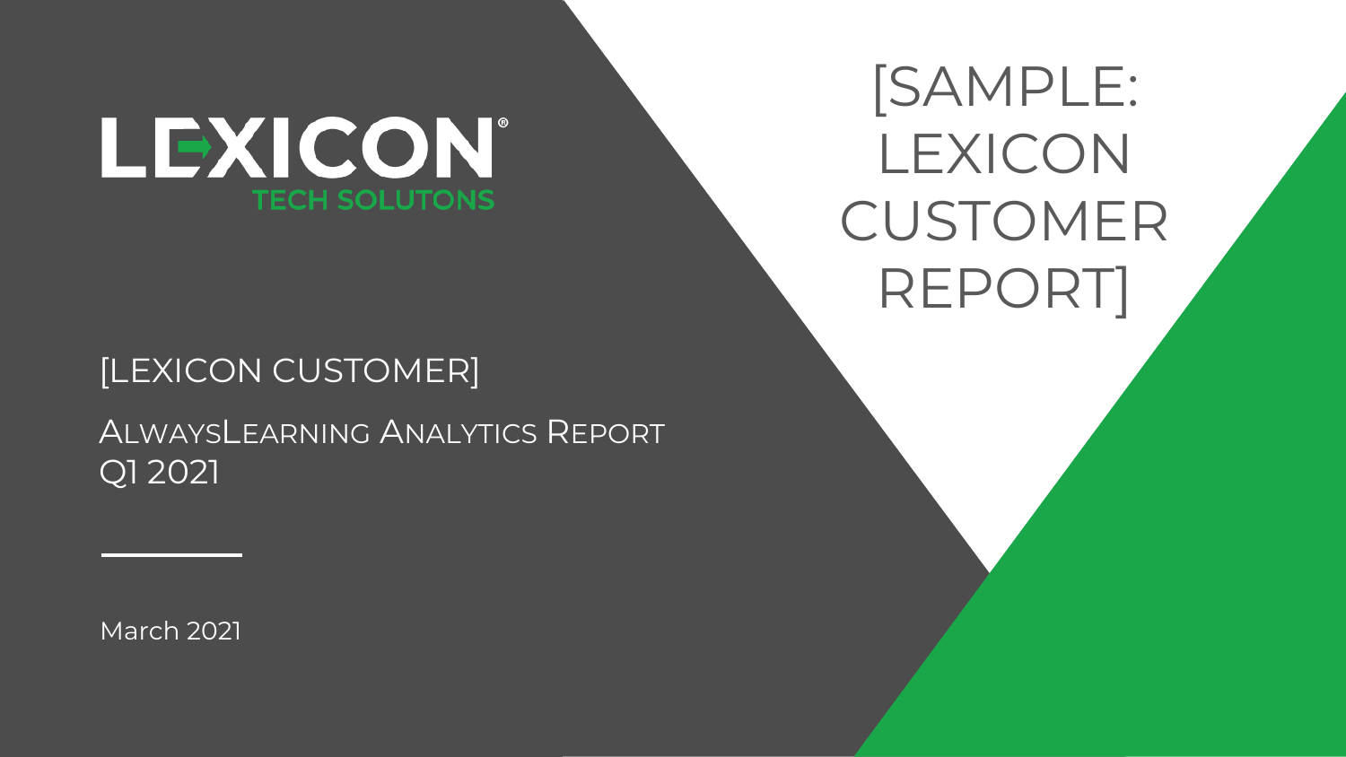LEXICON®
TECH SOLUTONS

# [SAMPLE: LEXICON CUSTOMER REPORT]

## [LEXICON CUSTOMER]

AlwaysLearning Analytics Report
Q1 2021

March 2021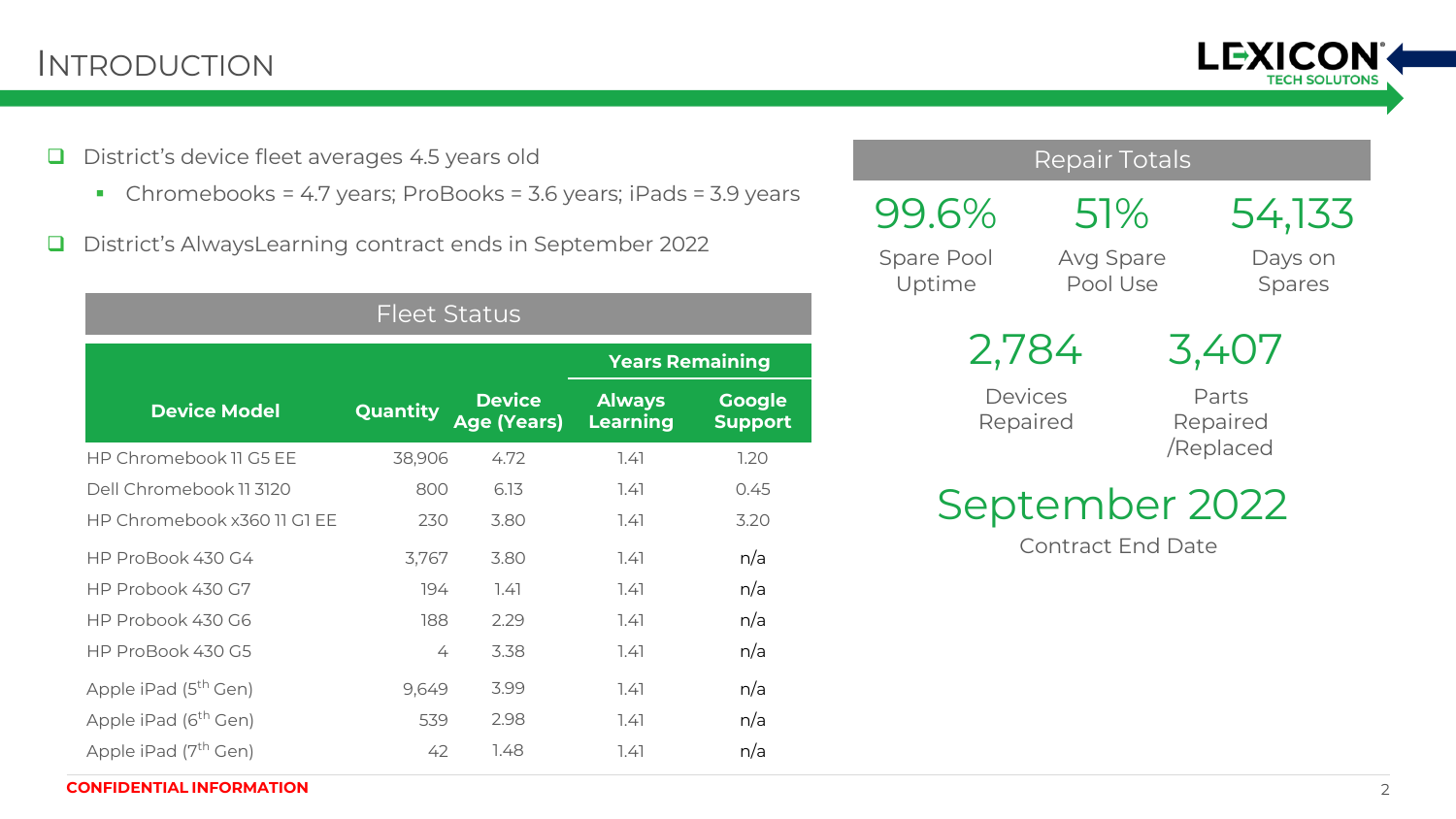# Introduction

- District's device fleet averages 4.5 years old
  - Chromebooks = 4.7 years; ProBooks = 3.6 years; iPads = 3.9 years
- District's AlwaysLearning contract ends in September 2022

## Fleet Status

| Device Model | Quantity | Device Age (Years) | Years Remaining | |
|---|---|---|---|---|
| | | | Always Learning | Google Support |
| HP Chromebook 11 G5 EE | 38,906 | 4.72 | 1.41 | 1.20 |
| Dell Chromebook 11 3120 | 800 | 6.13 | 1.41 | 0.45 |
| HP Chromebook x360 11 G1 EE | 230 | 3.80 | 1.41 | 3.20 |
| HP ProBook 430 G4 | 3,767 | 3.80 | 1.41 | n/a |
| HP Probook 430 G7 | 194 | 1.41 | 1.41 | n/a |
| HP Probook 430 G6 | 188 | 2.29 | 1.41 | n/a |
| HP ProBook 430 G5 | 4 | 3.38 | 1.41 | n/a |
| Apple iPad (5th Gen) | 9,649 | 3.99 | 1.41 | n/a |
| Apple iPad (6th Gen) | 539 | 2.98 | 1.41 | n/a |
| Apple iPad (7th Gen) | 42 | 1.48 | 1.41 | n/a |

## Repair Totals

**99.6%** Spare Pool Uptime

**51%** Avg Spare Pool Use

**54,133** Days on Spares

**2,784** Devices Repaired

**3,407** Parts Repaired /Replaced

**September 2022** Contract End Date

**CONFIDENTIAL INFORMATION**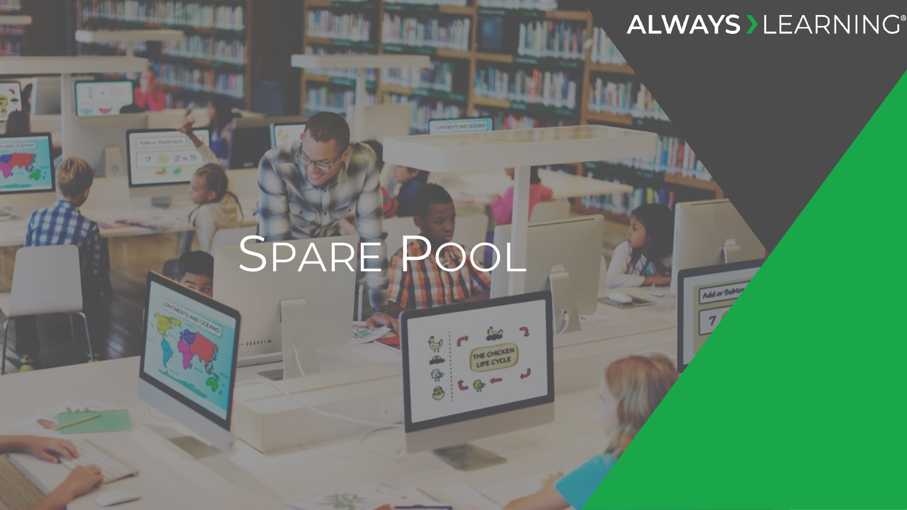# Spare Pool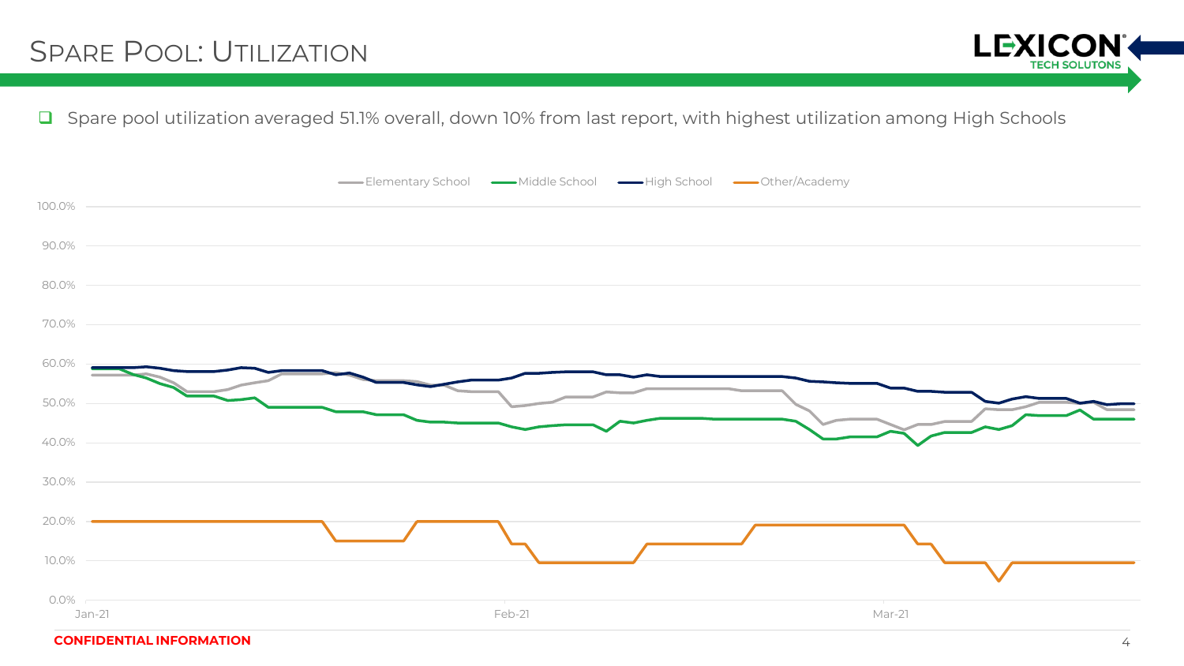# Spare Pool: Utilization

- Spare pool utilization averaged 51.1% overall, down 10% from last report, with highest utilization among High Schools

Elementary School | Middle School | High School | Other/Academy

100.0%
90.0%
80.0%
70.0%
60.0%
50.0%
40.0%
30.0%
20.0%
10.0%
0.0%

Jan-21 | Feb-21 | Mar-21

**CONFIDENTIAL INFORMATION**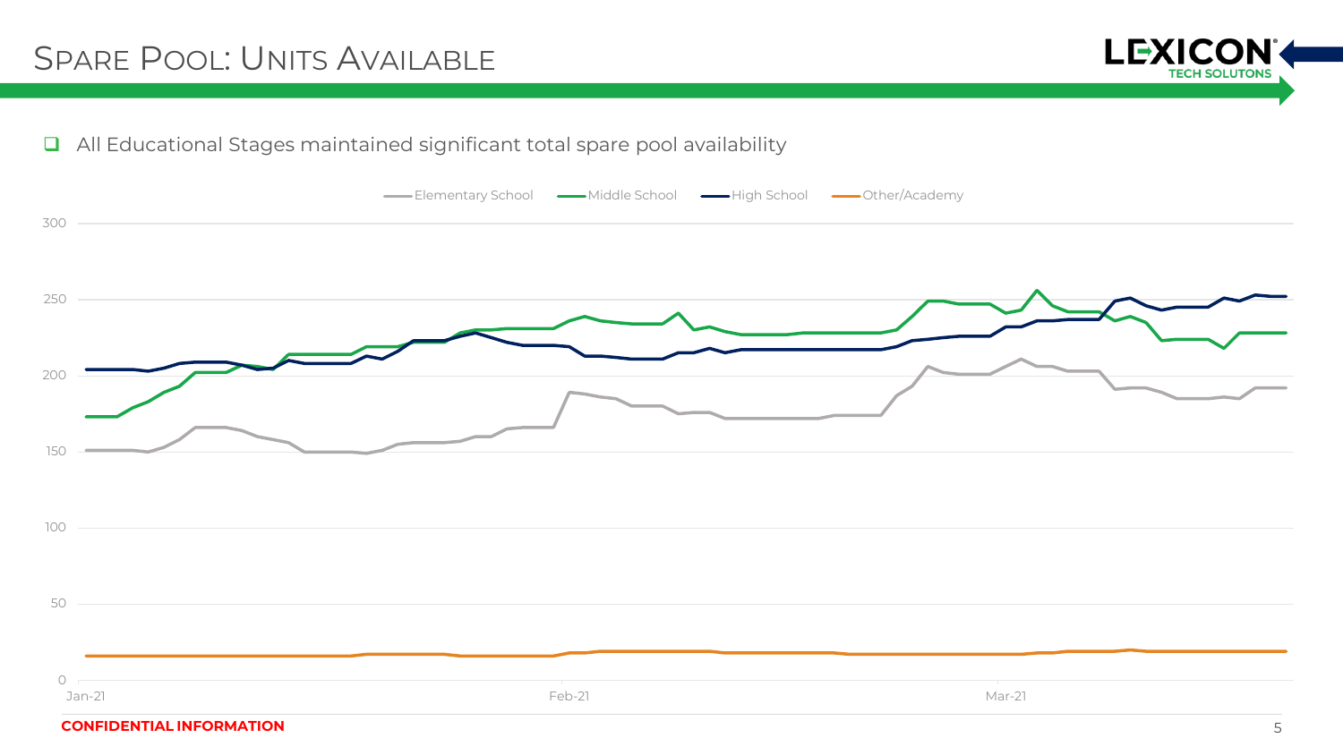# Spare Pool: Units Available

- All Educational Stages maintained significant total spare pool availability

Elementary School | Middle School | High School | Other/Academy

300
250
200
150
100
50
0

Jan-21 | Feb-21 | Mar-21

**CONFIDENTIAL INFORMATION**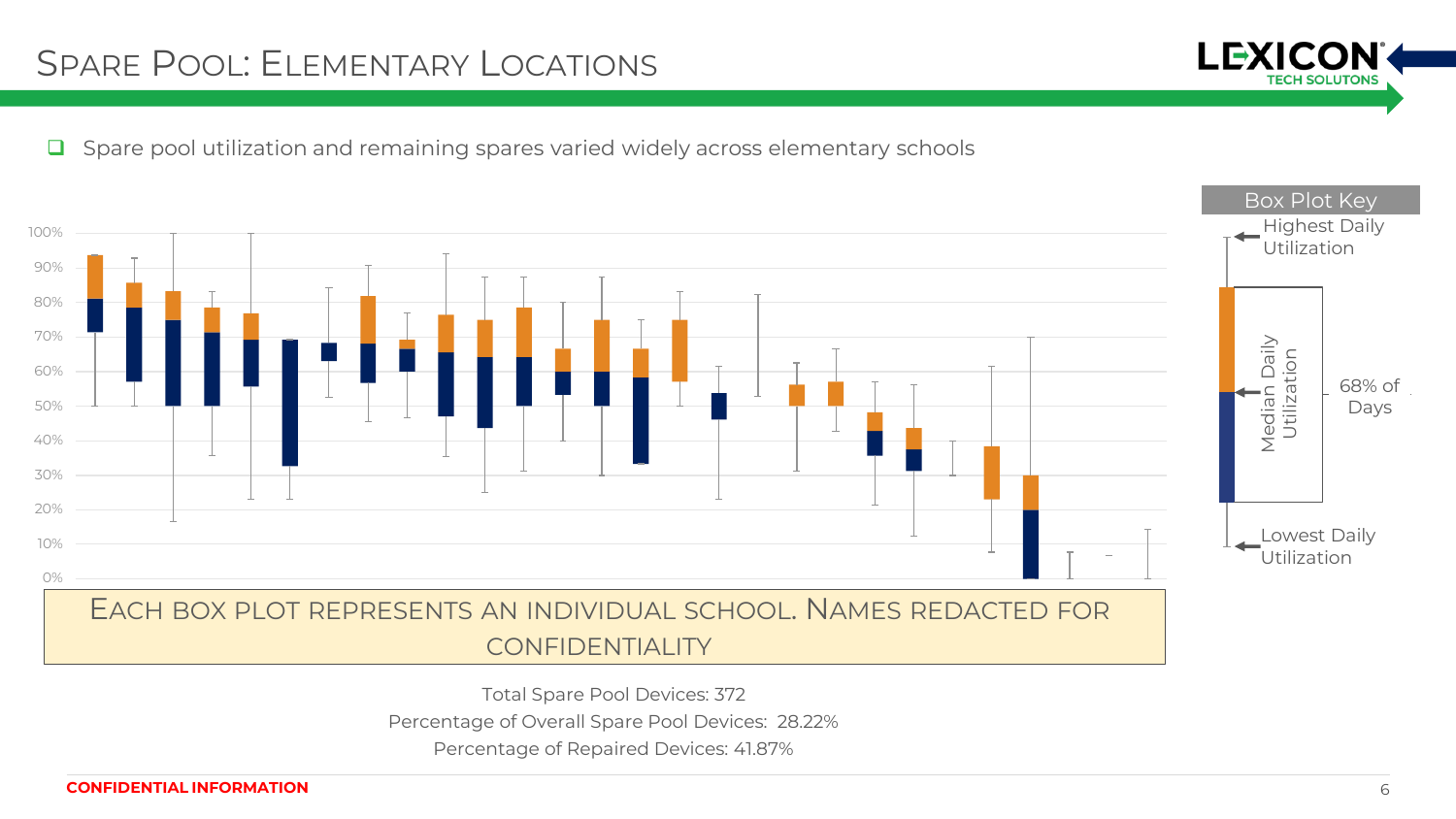# Spare Pool: Elementary Locations

- Spare pool utilization and remaining spares varied widely across elementary schools

Box Plot Key

- Highest Daily Utilization
- Median Daily Utilization
- 68% of Days
- Lowest Daily Utilization

Each box plot represents an individual school. Names redacted for confidentiality

Total Spare Pool Devices: 372

Percentage of Overall Spare Pool Devices: 28.22%

Percentage of Repaired Devices: 41.87%

**CONFIDENTIAL INFORMATION**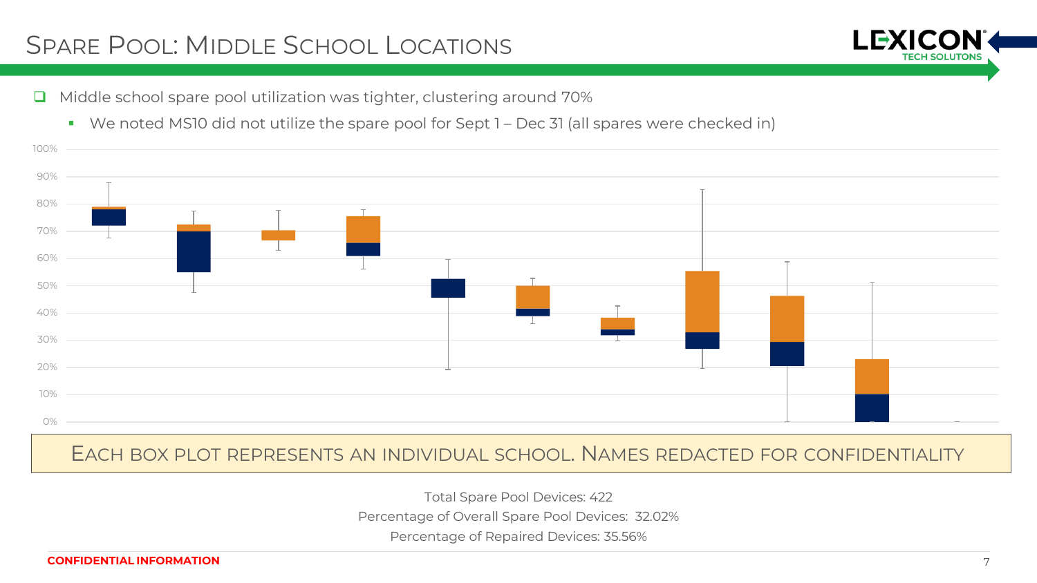# Spare Pool: Middle School Locations

- Middle school spare pool utilization was tighter, clustering around 70%
  - We noted MS10 did not utilize the spare pool for Sept 1 – Dec 31 (all spares were checked in)

Each box plot represents an individual school. Names redacted for confidentiality

Total Spare Pool Devices: 422

Percentage of Overall Spare Pool Devices: 32.02%

Percentage of Repaired Devices: 35.56%

**CONFIDENTIAL INFORMATION**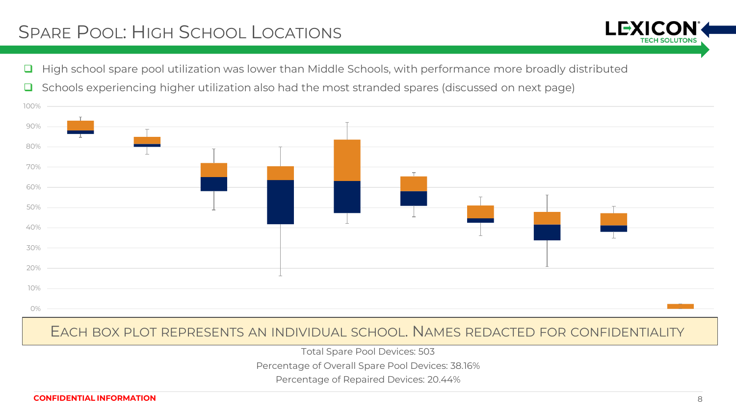# Spare Pool: High School Locations

- High school spare pool utilization was lower than Middle Schools, with performance more broadly distributed
- Schools experiencing higher utilization also had the most stranded spares (discussed on next page)

Each box plot represents an individual school. Names redacted for confidentiality

Total Spare Pool Devices: 503

Percentage of Overall Spare Pool Devices: 38.16%

Percentage of Repaired Devices: 20.44%

**CONFIDENTIAL INFORMATION**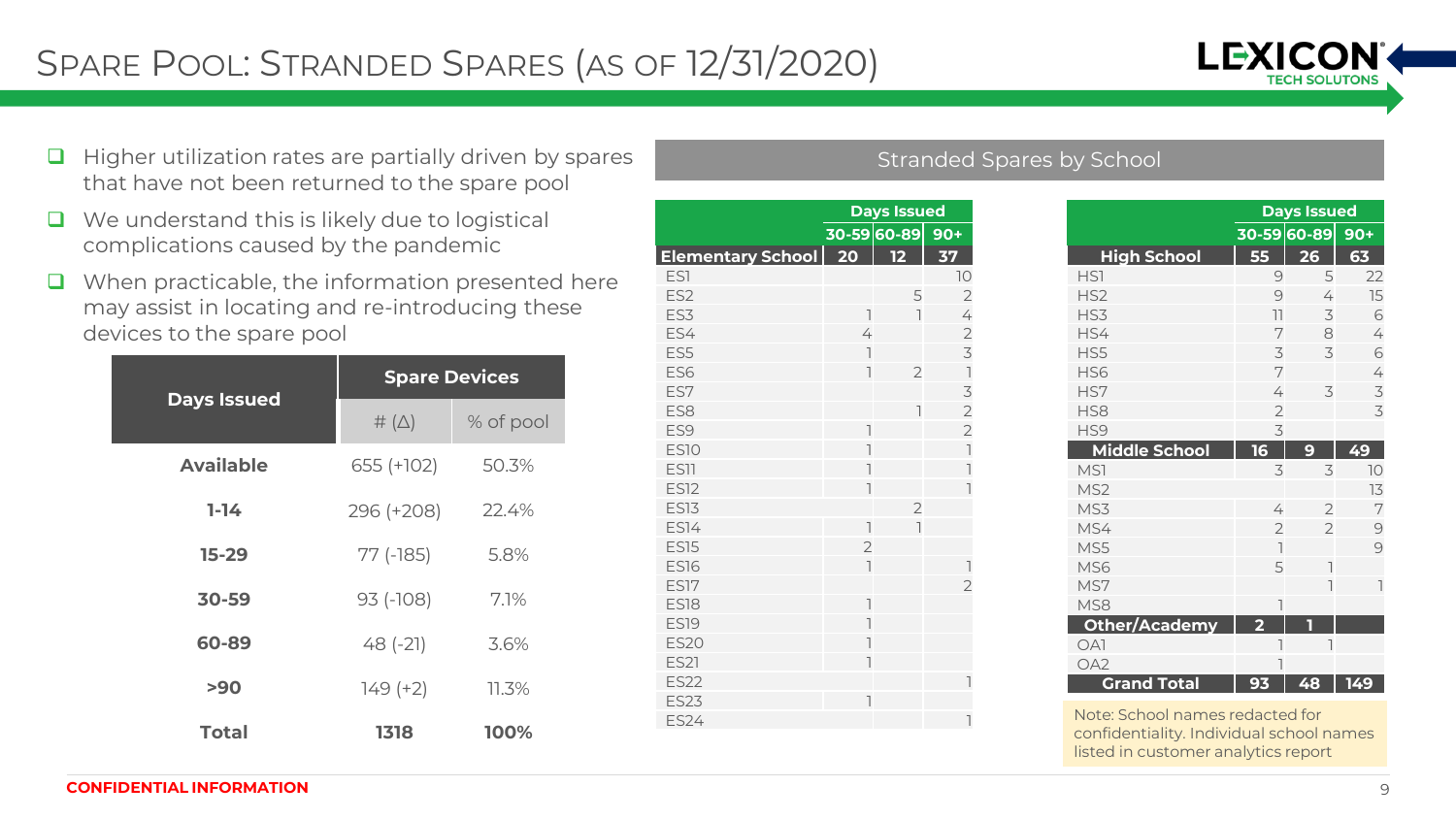# Spare Pool: Stranded Spares (as of 12/31/2020)

- Higher utilization rates are partially driven by spares that have not been returned to the spare pool
- We understand this is likely due to logistical complications caused by the pandemic
- When practicable, the information presented here may assist in locating and re-introducing these devices to the spare pool

| Days Issued | Spare Devices | |
|---|---|---|
| | # (Δ) | % of pool |
| **Available** | 655 (+102) | 50.3% |
| **1-14** | 296 (+208) | 22.4% |
| **15-29** | 77 (-185) | 5.8% |
| **30-59** | 93 (-108) | 7.1% |
| **60-89** | 48 (-21) | 3.6% |
| **>90** | 149 (+2) | 11.3% |
| **Total** | **1318** | **100%** |

## Stranded Spares by School

| | Days Issued | | |
|---|---|---|---|
| | 30-59 | 60-89 | 90+ |
| **Elementary School** | **20** | **12** | **37** |
| ES1 | | | 10 |
| ES2 | | 5 | 2 |
| ES3 | 1 | 1 | 4 |
| ES4 | 4 | | 2 |
| ES5 | 1 | | 3 |
| ES6 | 1 | 2 | 1 |
| ES7 | | | 3 |
| ES8 | | 1 | 2 |
| ES9 | 1 | | 2 |
| ES10 | 1 | | 1 |
| ES11 | 1 | | 1 |
| ES12 | 1 | | 1 |
| ES13 | | 2 | |
| ES14 | 1 | 1 | |
| ES15 | 2 | | |
| ES16 | 1 | | 1 |
| ES17 | | | 2 |
| ES18 | 1 | | |
| ES19 | 1 | | |
| ES20 | 1 | | |
| ES21 | 1 | | |
| ES22 | | | 1 |
| ES23 | 1 | | |
| ES24 | | | 1 |

| | Days Issued | | |
|---|---|---|---|
| | 30-59 | 60-89 | 90+ |
| **High School** | **55** | **26** | **63** |
| HS1 | 9 | 5 | 22 |
| HS2 | 9 | 4 | 15 |
| HS3 | 11 | 3 | 6 |
| HS4 | 7 | 8 | 4 |
| HS5 | 3 | 3 | 6 |
| HS6 | 7 | | 4 |
| HS7 | 4 | 3 | 3 |
| HS8 | 2 | | 3 |
| HS9 | 3 | | |
| **Middle School** | **16** | **9** | **49** |
| MS1 | 3 | 3 | 10 |
| MS2 | | | 13 |
| MS3 | 4 | 2 | 7 |
| MS4 | 2 | 2 | 9 |
| MS5 | 1 | | 9 |
| MS6 | 5 | 1 | |
| MS7 | | 1 | 1 |
| MS8 | 1 | | |
| **Other/Academy** | **2** | **1** | |
| OA1 | 1 | 1 | |
| OA2 | 1 | | |
| **Grand Total** | **93** | **48** | **149** |

Note: School names redacted for confidentiality. Individual school names listed in customer analytics report

CONFIDENTIAL INFORMATION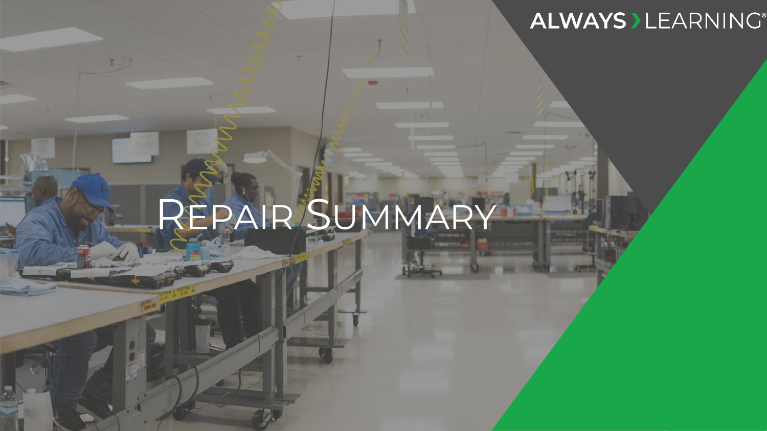# Repair Summary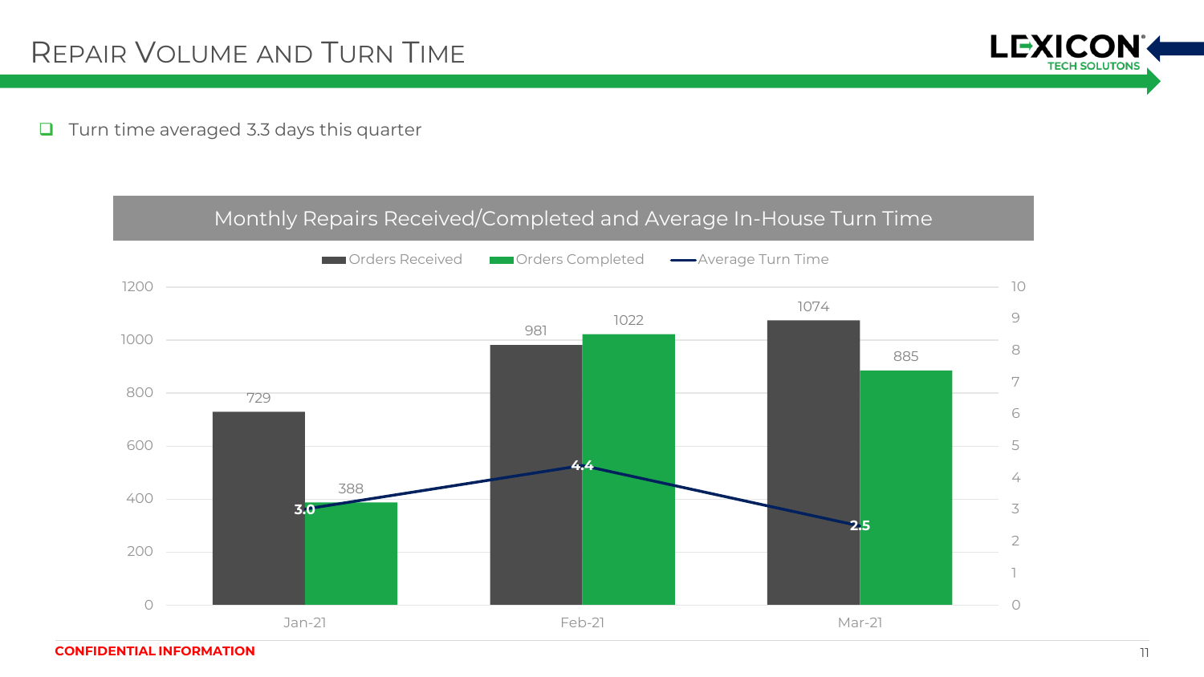# Repair Volume and Turn Time

- Turn time averaged 3.3 days this quarter

**Monthly Repairs Received/Completed and Average In-House Turn Time**

| | Orders Received | Orders Completed | Average Turn Time |
|---|---|---|---|
| Jan-21 | 729 | 388 | 3.0 |
| Feb-21 | 981 | 1022 | 4.4 |
| Mar-21 | 1074 | 885 | 2.5 |

**CONFIDENTIAL INFORMATION**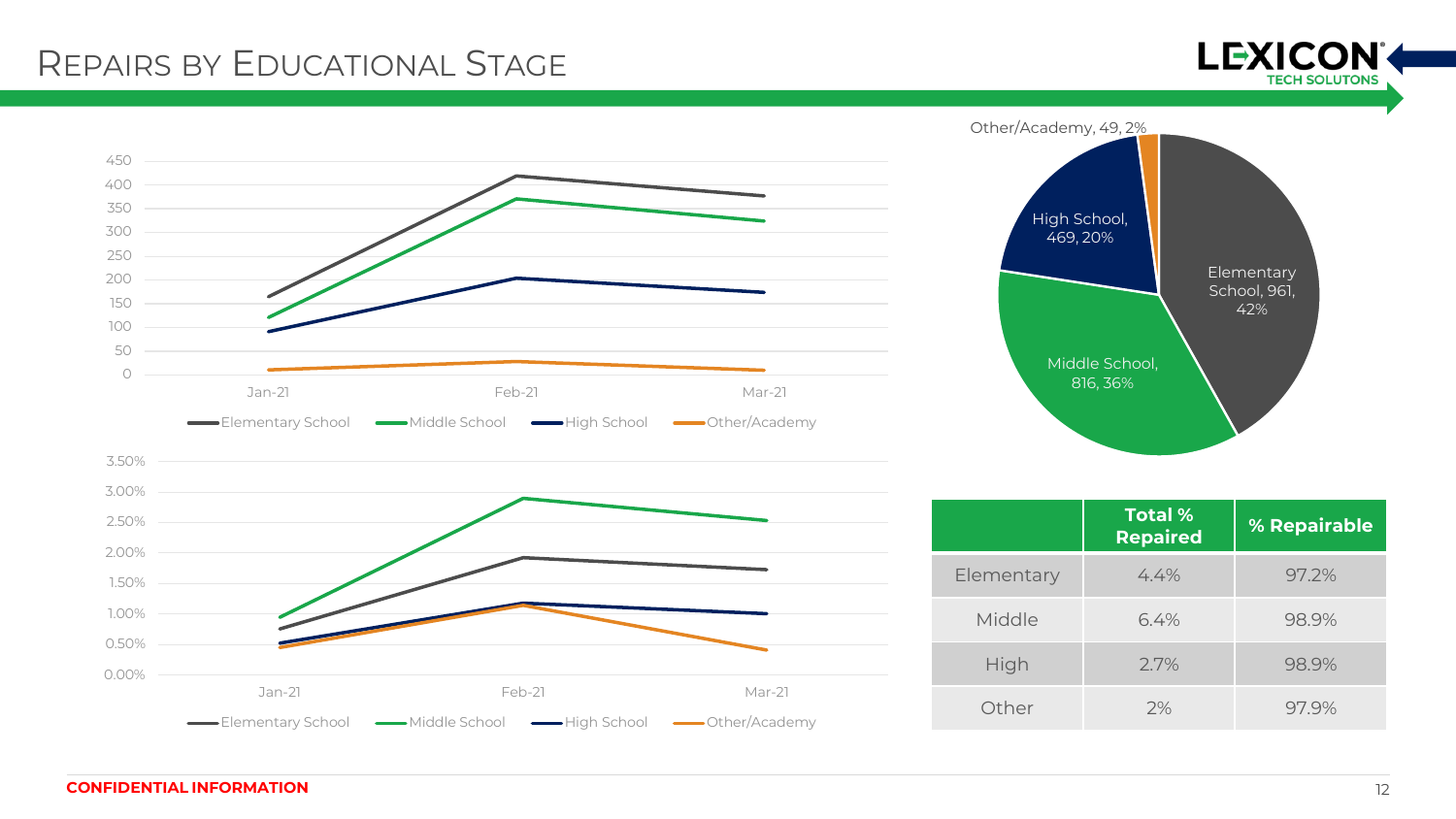# Repairs by Educational Stage

450
400
350
300
250
200
150
100
50
0

Jan-21 Feb-21 Mar-21

Elementary School Middle School High School Other/Academy

3.50%
3.00%
2.50%
2.00%
1.50%
1.00%
0.50%
0.00%

Jan-21 Feb-21 Mar-21

Elementary School Middle School High School Other/Academy

Other/Academy, 49, 2%

High School, 469, 20%

Elementary School, 961, 42%

Middle School, 816, 36%

| | Total % Repaired | % Repairable |
|---|---|---|
| Elementary | 4.4% | 97.2% |
| Middle | 6.4% | 98.9% |
| High | 2.7% | 98.9% |
| Other | 2% | 97.9% |

**CONFIDENTIAL INFORMATION**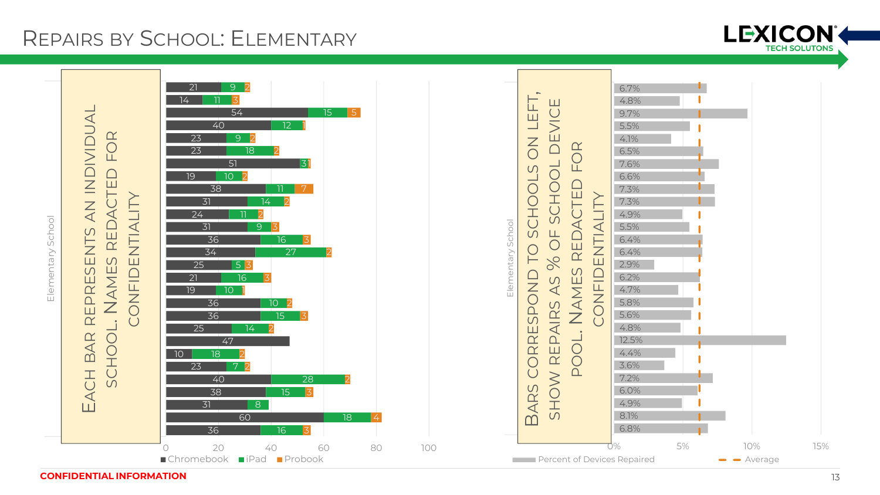# Repairs by School: Elementary

Each bar represents an individual school. Names redacted for confidentiality

| Elementary School | Chromebook | iPad | Probook |
|---|---|---|---|
| 1 | 21 | 9 | 2 |
| 2 | 14 | 11 | 3 |
| 3 | 54 | 15 | 5 |
| 4 | 40 | 12 | 1 |
| 5 | 23 | 9 | 2 |
| 6 | 23 | 18 | 2 |
| 7 | 51 | 3 | 1 |
| 8 | 19 | 10 | 2 |
| 9 | 38 | 11 | 7 |
| 10 | 31 | 14 | 2 |
| 11 | 24 | 11 | 2 |
| 12 | 31 | 9 | 3 |
| 13 | 36 | 16 | 3 |
| 14 | 34 | 27 | 2 |
| 15 | 25 | 5 | 3 |
| 16 | 21 | 16 | 3 |
| 17 | 19 | 10 | 1 |
| 18 | 36 | 10 | 2 |
| 19 | 36 | 15 | 3 |
| 20 | 25 | 14 | 2 |
| 21 | 47 | | |
| 22 | 10 | 18 | 2 |
| 23 | 23 | 7 | 2 |
| 24 | 40 | 28 | 2 |
| 25 | 38 | 15 | 3 |
| 26 | 31 | 8 | |
| 27 | 60 | 18 | 4 |
| 28 | 36 | 16 | 3 |

Bars correspond to schools on left, show repairs as % of school device pool. Names redacted for confidentiality

| Elementary School | Percent of Devices Repaired |
|---|---|
| 1 | 6.7% |
| 2 | 4.8% |
| 3 | 9.7% |
| 4 | 5.5% |
| 5 | 4.1% |
| 6 | 6.5% |
| 7 | 7.6% |
| 8 | 6.6% |
| 9 | 7.3% |
| 10 | 7.3% |
| 11 | 4.9% |
| 12 | 5.5% |
| 13 | 6.4% |
| 14 | 6.4% |
| 15 | 2.9% |
| 16 | 6.2% |
| 17 | 4.7% |
| 18 | 5.8% |
| 19 | 5.6% |
| 20 | 4.8% |
| 21 | 12.5% |
| 22 | 4.4% |
| 23 | 3.6% |
| 24 | 7.2% |
| 25 | 6.0% |
| 26 | 4.9% |
| 27 | 8.1% |
| 28 | 6.8% |

CONFIDENTIAL INFORMATION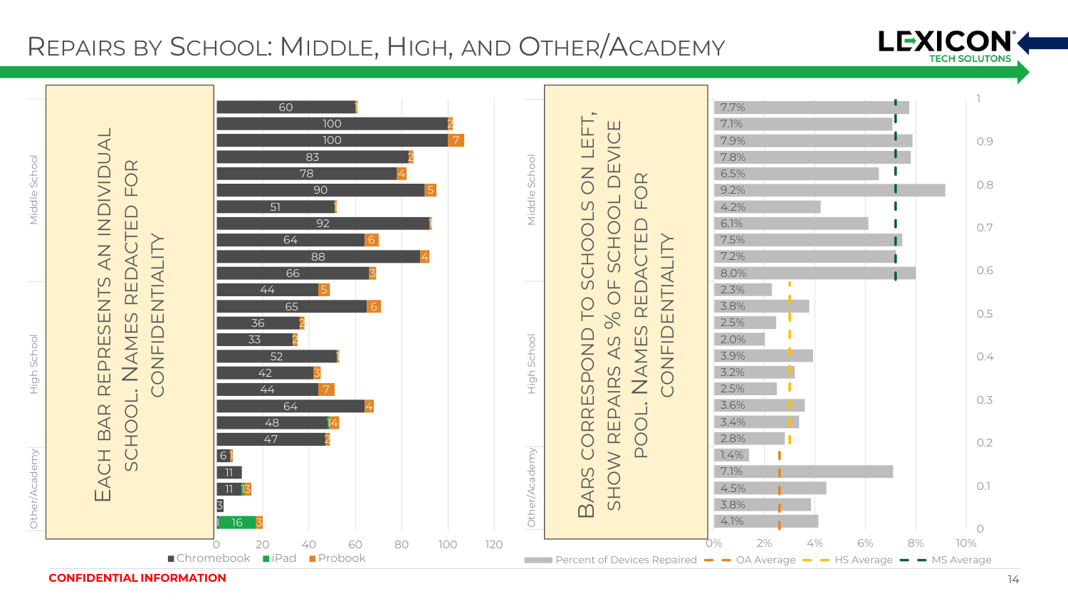# Repairs by School: Middle, High, and Other/Academy

Each bar represents an individual school. Names redacted for confidentiality

| Group | Chromebook | iPad | Probook |
|---|---|---|---|
| Middle School | 60 | | 1 |
| Middle School | 100 | | 2 |
| Middle School | 100 | | 7 |
| Middle School | 83 | | 2 |
| Middle School | 78 | | 4 |
| Middle School | 90 | | 5 |
| Middle School | 51 | | 1 |
| Middle School | 92 | | 1 |
| Middle School | 64 | | 6 |
| Middle School | 88 | | 4 |
| Middle School | 66 | | 3 |
| High School | 44 | | 5 |
| High School | 65 | | 6 |
| High School | 36 | | 2 |
| High School | 33 | | 2 |
| High School | 52 | | 1 |
| High School | 42 | | 3 |
| High School | 44 | | 7 |
| High School | 64 | | 4 |
| High School | 48 | 1 | 4 |
| High School | 47 | | 2 |
| Other/Academy | 6 | | 1 |
| Other/Academy | 11 | | |
| Other/Academy | 11 | 1 | 3 |
| Other/Academy | 3 | | |
| Other/Academy | 1 | 16 | 3 |

Bars correspond to schools on left, show repairs as % of school device pool. Names redacted for confidentiality

| Group | Percent of Devices Repaired |
|---|---|
| Middle School | 7.7% |
| Middle School | 7.1% |
| Middle School | 7.9% |
| Middle School | 7.8% |
| Middle School | 6.5% |
| Middle School | 9.2% |
| Middle School | 4.2% |
| Middle School | 6.1% |
| Middle School | 7.5% |
| Middle School | 7.2% |
| Middle School | 8.0% |
| High School | 2.3% |
| High School | 3.8% |
| High School | 2.5% |
| High School | 2.0% |
| High School | 3.9% |
| High School | 3.2% |
| High School | 2.5% |
| High School | 3.6% |
| High School | 3.4% |
| High School | 2.8% |
| Other/Academy | 1.4% |
| Other/Academy | 7.1% |
| Other/Academy | 4.5% |
| Other/Academy | 3.8% |
| Other/Academy | 4.1% |

Legend: Percent of Devices Repaired; OA Average; HS Average; MS Average

**CONFIDENTIAL INFORMATION**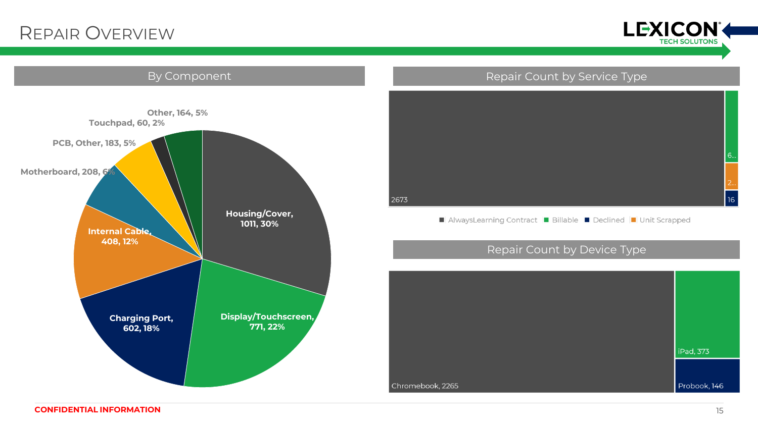# Repair Overview

LEXICON TECH SOLUTONS

## By Component

| Component | Count | Percent |
|---|---|---|
| Housing/Cover | 1011 | 30% |
| Display/Touchscreen | 771 | 22% |
| Charging Port | 602 | 18% |
| Internal Cable | 408 | 12% |
| Motherboard | 208 | 6% |
| PCB, Other | 183 | 5% |
| Touchpad | 60 | 2% |
| Other | 164 | 5% |

## Repair Count by Service Type

| Service Type | Count |
|---|---|
| AlwaysLearning Contract | 2673 |
| Billable | 6... |
| Unit Scrapped | 2... |
| Declined | 16 |

## Repair Count by Device Type

| Device Type | Count |
|---|---|
| Chromebook | 2265 |
| iPad | 373 |
| Probook | 146 |

**CONFIDENTIAL INFORMATION**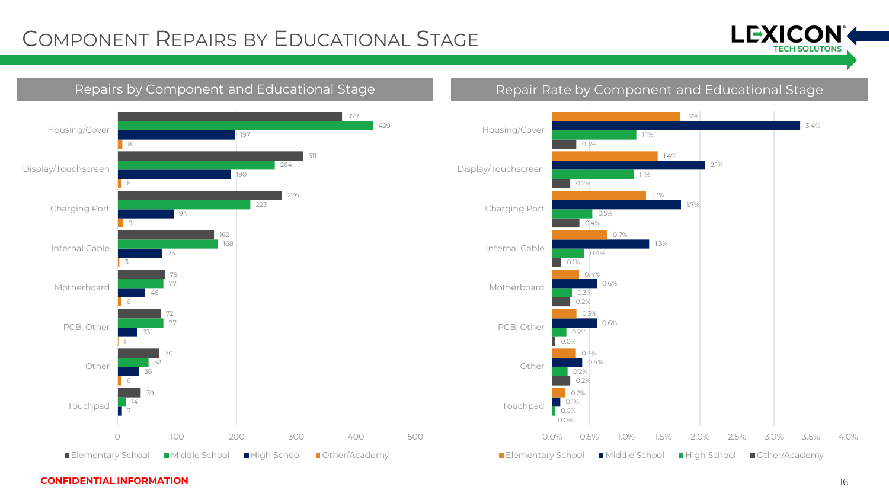# Component Repairs by Educational Stage

## Repairs by Component and Educational Stage

| Component | Elementary School | Middle School | High School | Other/Academy |
|---|---|---|---|---|
| Housing/Cover | 377 | 429 | 197 | 8 |
| Display/Touchscreen | 311 | 264 | 190 | 6 |
| Charging Port | 276 | 223 | 94 | 9 |
| Internal Cable | 162 | 168 | 75 | 3 |
| Motherboard | 79 | 77 | 46 | 6 |
| PCB, Other | 72 | 77 | 33 | 1 |
| Other | 70 | 52 | 36 | 6 |
| Touchpad | 39 | 14 | 7 | |

## Repair Rate by Component and Educational Stage

| Component | Elementary School | Middle School | High School | Other/Academy |
|---|---|---|---|---|
| Housing/Cover | 1.7% | 3.4% | 1.1% | 0.3% |
| Display/Touchscreen | 1.4% | 2.1% | 1.1% | 0.2% |
| Charging Port | 1.3% | 1.7% | 0.5% | 0.4% |
| Internal Cable | 0.7% | 1.3% | 0.4% | 0.1% |
| Motherboard | 0.4% | 0.6% | 0.3% | 0.2% |
| PCB, Other | 0.3% | 0.6% | 0.2% | 0.0% |
| Other | 0.3% | 0.4% | 0.2% | 0.2% |
| Touchpad | 0.2% | 0.1% | 0.0% | 0.0% |

**CONFIDENTIAL INFORMATION**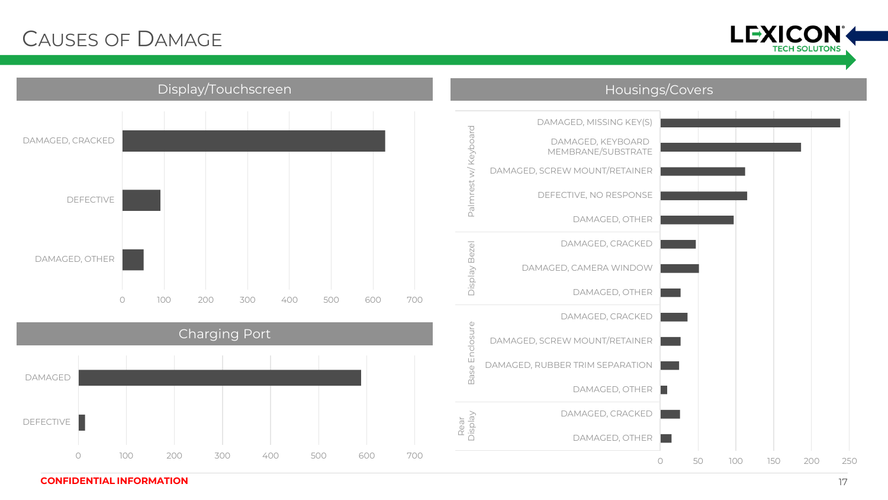# Causes of Damage

LEXICON TECH SOLUTONS

## Display/Touchscreen

| Cause | Count (approx.) |
|---|---|
| DAMAGED, CRACKED | ~630 |
| DEFECTIVE | ~90 |
| DAMAGED, OTHER | ~50 |

## Charging Port

| Cause | Count (approx.) |
|---|---|
| DAMAGED | ~590 |
| DEFECTIVE | ~13 |

## Housings/Covers

| Component | Cause | Count (approx.) |
|---|---|---|
| Palmrest w/ Keyboard | DAMAGED, MISSING KEY(S) | ~238 |
| | DAMAGED, KEYBOARD MEMBRANE/SUBSTRATE | ~186 |
| | DAMAGED, SCREW MOUNT/RETAINER | ~112 |
| | DEFECTIVE, NO RESPONSE | ~115 |
| | DAMAGED, OTHER | ~97 |
| Display Bezel | DAMAGED, CRACKED | ~47 |
| | DAMAGED, CAMERA WINDOW | ~51 |
| | DAMAGED, OTHER | ~27 |
| Base Enclosure | DAMAGED, CRACKED | ~36 |
| | DAMAGED, SCREW MOUNT/RETAINER | ~27 |
| | DAMAGED, RUBBER TRIM SEPARATION | ~25 |
| | DAMAGED, OTHER | ~9 |
| Rear Display | DAMAGED, CRACKED | ~26 |
| | DAMAGED, OTHER | ~15 |

CONFIDENTIAL INFORMATION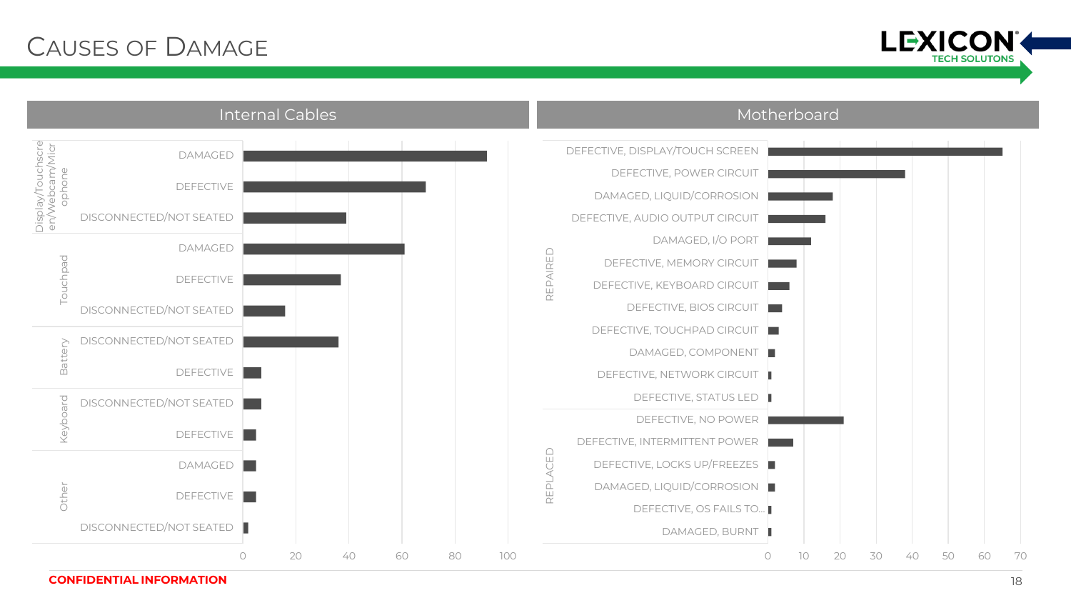# Causes of Damage

## Internal Cables

| Category | Cause | Approx. Value |
|---|---|---|
| Display/Touchscreen/Webcam/Microphone | DAMAGED | 92 |
| | DEFECTIVE | 69 |
| | DISCONNECTED/NOT SEATED | 39 |
| Touchpad | DAMAGED | 61 |
| | DEFECTIVE | 37 |
| | DISCONNECTED/NOT SEATED | 16 |
| Battery | DISCONNECTED/NOT SEATED | 36 |
| | DEFECTIVE | 7 |
| Keyboard | DISCONNECTED/NOT SEATED | 7 |
| | DEFECTIVE | 5 |
| Other | DAMAGED | 5 |
| | DEFECTIVE | 5 |
| | DISCONNECTED/NOT SEATED | 2 |

## Motherboard

| Category | Cause | Approx. Value |
|---|---|---|
| REPAIRED | DEFECTIVE, DISPLAY/TOUCH SCREEN | 65 |
| | DEFECTIVE, POWER CIRCUIT | 38 |
| | DAMAGED, LIQUID/CORROSION | 18 |
| | DEFECTIVE, AUDIO OUTPUT CIRCUIT | 16 |
| | DAMAGED, I/O PORT | 12 |
| | DEFECTIVE, MEMORY CIRCUIT | 8 |
| | DEFECTIVE, KEYBOARD CIRCUIT | 6 |
| | DEFECTIVE, BIOS CIRCUIT | 4 |
| | DEFECTIVE, TOUCHPAD CIRCUIT | 3 |
| | DAMAGED, COMPONENT | 2 |
| | DEFECTIVE, NETWORK CIRCUIT | 1 |
| | DEFECTIVE, STATUS LED | 1 |
| REPLACED | DEFECTIVE, NO POWER | 21 |
| | DEFECTIVE, INTERMITTENT POWER | 7 |
| | DEFECTIVE, LOCKS UP/FREEZES | 2 |
| | DAMAGED, LIQUID/CORROSION | 2 |
| | DEFECTIVE, OS FAILS TO... | 1 |
| | DAMAGED, BURNT | 1 |

**CONFIDENTIAL INFORMATION**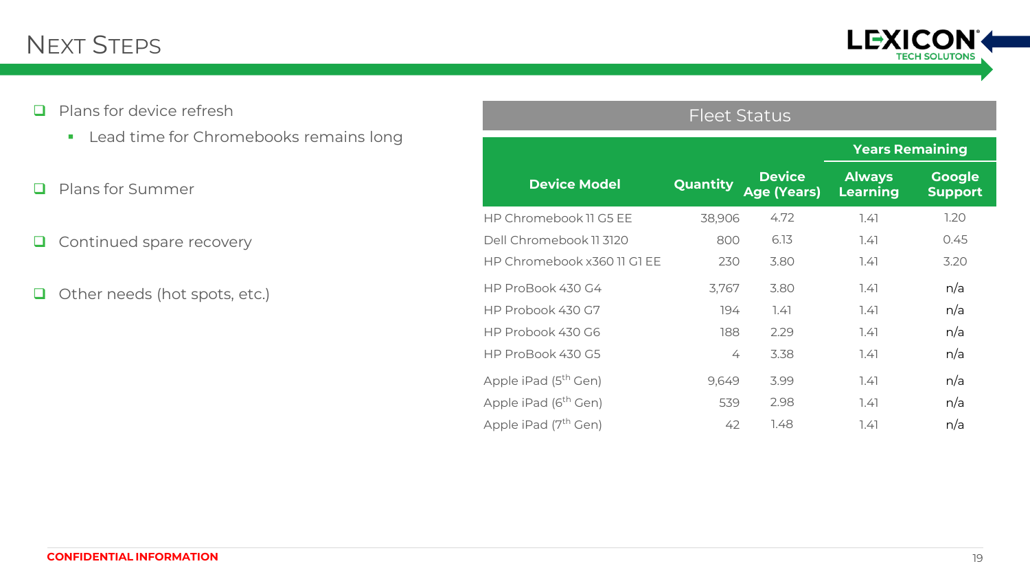# Next Steps

- Plans for device refresh
  - Lead time for Chromebooks remains long
- Plans for Summer
- Continued spare recovery
- Other needs (hot spots, etc.)

**Fleet Status**

| Device Model | Quantity | Device Age (Years) | Years Remaining | |
|---|---|---|---|---|
| | | | Always Learning | Google Support |
| HP Chromebook 11 G5 EE | 38,906 | 4.72 | 1.41 | 1.20 |
| Dell Chromebook 11 3120 | 800 | 6.13 | 1.41 | 0.45 |
| HP Chromebook x360 11 G1 EE | 230 | 3.80 | 1.41 | 3.20 |
| HP ProBook 430 G4 | 3,767 | 3.80 | 1.41 | n/a |
| HP Probook 430 G7 | 194 | 1.41 | 1.41 | n/a |
| HP Probook 430 G6 | 188 | 2.29 | 1.41 | n/a |
| HP ProBook 430 G5 | 4 | 3.38 | 1.41 | n/a |
| Apple iPad (5th Gen) | 9,649 | 3.99 | 1.41 | n/a |
| Apple iPad (6th Gen) | 539 | 2.98 | 1.41 | n/a |
| Apple iPad (7th Gen) | 42 | 1.48 | 1.41 | n/a |

CONFIDENTIAL INFORMATION